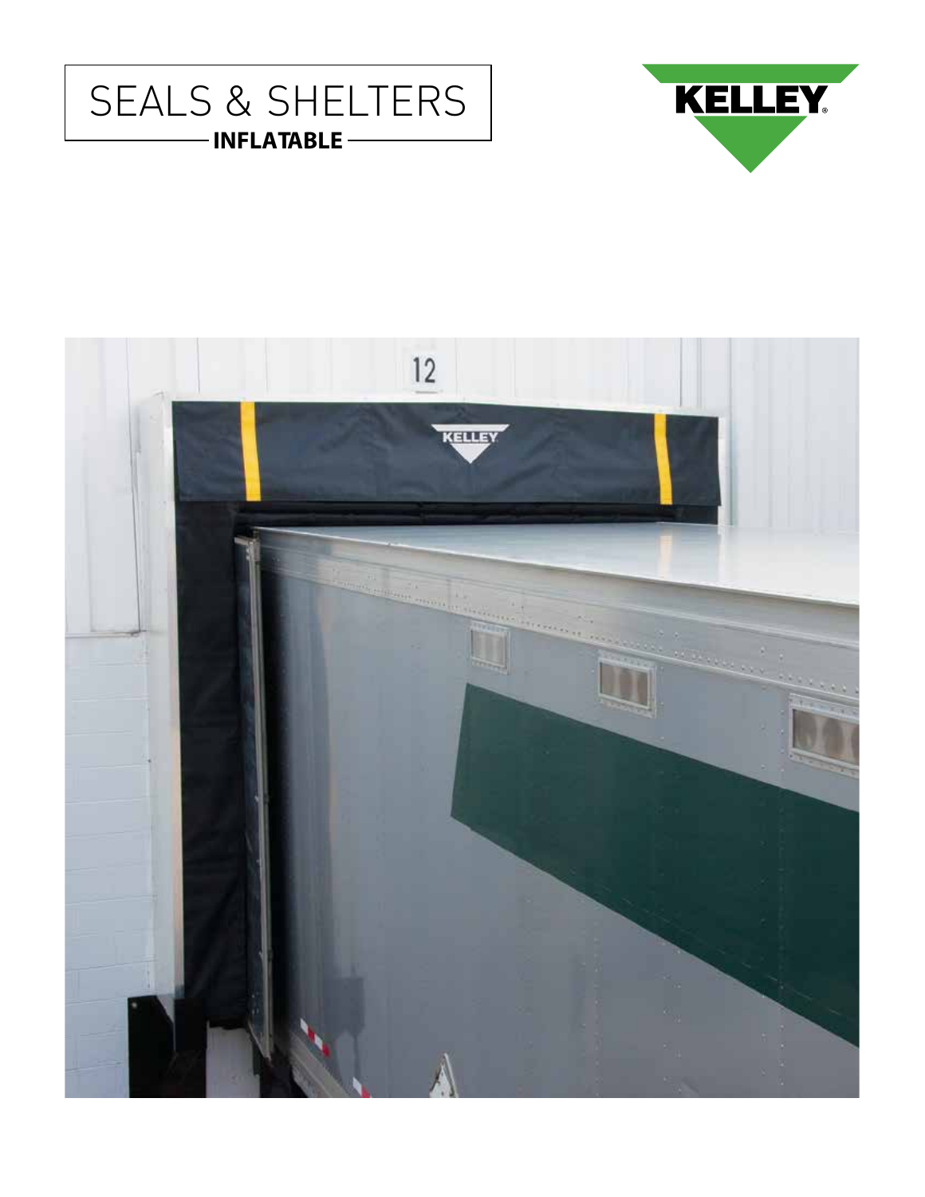# SEALS & SHELTERS

## INFLATABLE

KELLEY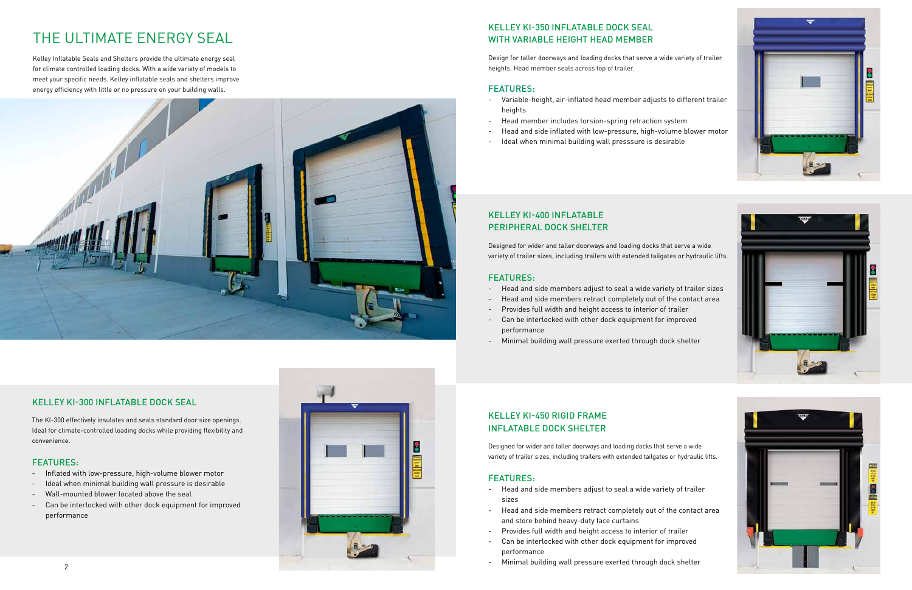# THE ULTIMATE ENERGY SEAL

Kelley Inflatable Seals and Shelters provide the ultimate energy seal for climate controlled loading docks. With a wide variety of models to meet your specific needs. Kelley inflatable seals and shelters improve energy efficiency with little or no pressure on your building walls.

## KELLEY KI-300 INFLATABLE DOCK SEAL

The KI-300 effectively insulates and seals standard door size openings. Ideal for climate-controlled loading docks while providing flexibility and convenience.

### FEATURES:

- Inflated with low-pressure, high-volume blower motor
- Ideal when minimal building wall pressure is desirable
- Wall-mounted blower located above the seal
- Can be interlocked with other dock equipment for improved performance

## KELLEY KI-350 INFLATABLE DOCK SEAL WITH VARIABLE HEIGHT HEAD MEMBER

Design for taller doorways and loading docks that serve a wide variety of trailer heights. Head member seals across top of trailer.

### FEATURES:

- Variable-height, air-inflated head member adjusts to different trailer heights
- Head member includes torsion-spring retraction system
- Head and side inflated with low-pressure, high-volume blower motor
- Ideal when minimal building wall presssure is desirable

## KELLEY KI-400 INFLATABLE PERIPHERAL DOCK SHELTER

Designed for wider and taller doorways and loading docks that serve a wide variety of trailer sizes, including trailers with extended tailgates or hydraulic lifts.

### FEATURES:

- Head and side members adjust to seal a wide variety of trailer sizes
- Head and side members retract completely out of the contact area
- Provides full width and height access to interior of trailer
- Can be interlocked with other dock equipment for improved performance
- Minimal building wall pressure exerted through dock shelter

## KELLEY KI-450 RIGID FRAME INFLATABLE DOCK SHELTER

Designed for wider and taller doorways and loading docks that serve a wide variety of trailer sizes, including trailers with extended tailgates or hydraulic lifts.

### FEATURES:

- Head and side members adjust to seal a wide variety of trailer sizes
- Head and side members retract completely out of the contact area and store behind heavy-duty face curtains
- Provides full width and height access to interior of trailer
- Can be interlocked with other dock equipment for improved performance
- Minimal building wall pressure exerted through dock shelter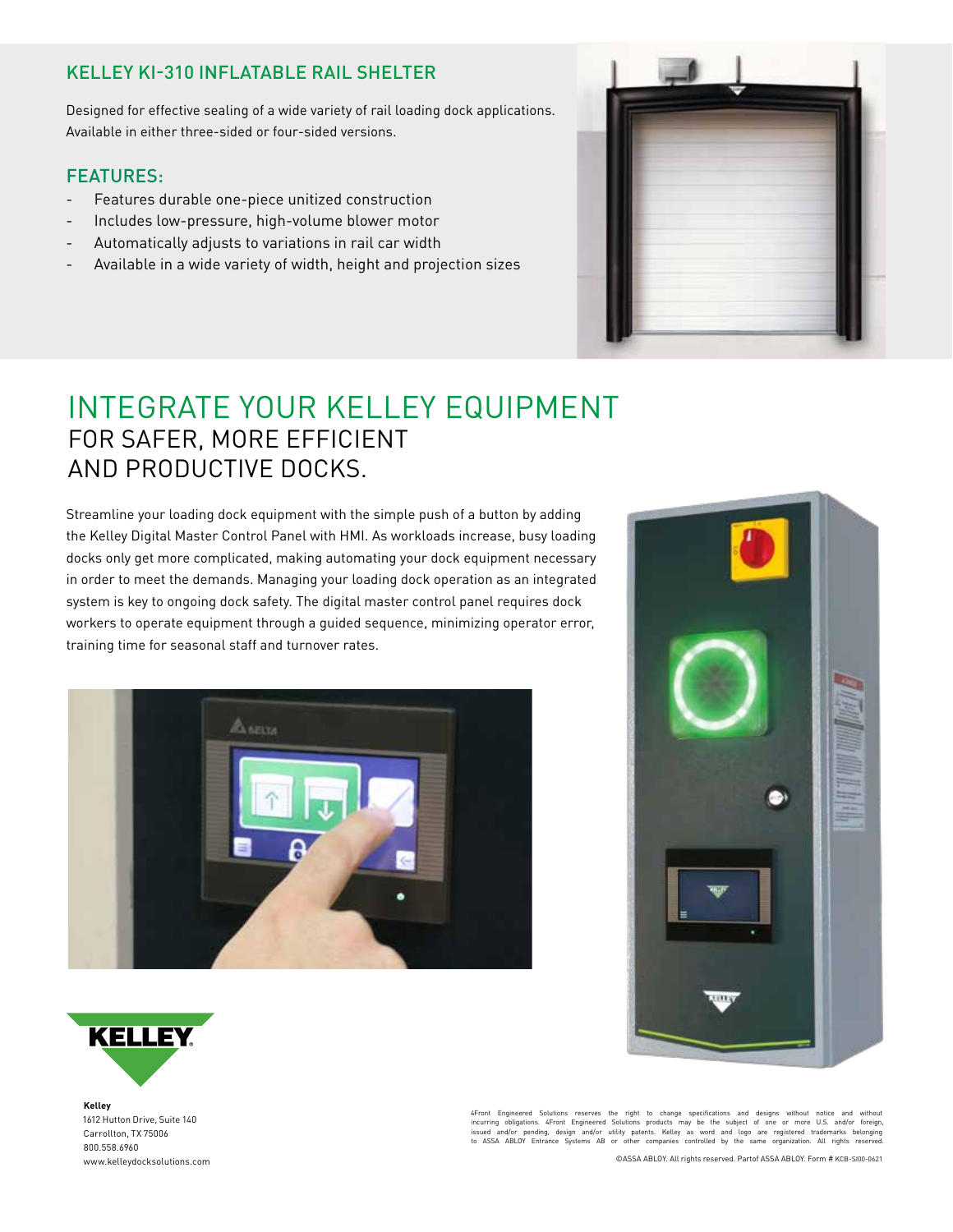## KELLEY KI-310 INFLATABLE RAIL SHELTER

Designed for effective sealing of a wide variety of rail loading dock applications. Available in either three-sided or four-sided versions.

### FEATURES:

- Features durable one-piece unitized construction
- Includes low-pressure, high-volume blower motor
- Automatically adjusts to variations in rail car width
- Available in a wide variety of width, height and projection sizes

# INTEGRATE YOUR KELLEY EQUIPMENT
## FOR SAFER, MORE EFFICIENT AND PRODUCTIVE DOCKS.

Streamline your loading dock equipment with the simple push of a button by adding the Kelley Digital Master Control Panel with HMI. As workloads increase, busy loading docks only get more complicated, making automating your dock equipment necessary in order to meet the demands. Managing your loading dock operation as an integrated system is key to ongoing dock safety. The digital master control panel requires dock workers to operate equipment through a guided sequence, minimizing operator error, training time for seasonal staff and turnover rates.

**Kelley**
1612 Hutton Drive, Suite 140
Carrollton, TX 75006
800.558.6960
www.kelleydocksolutions.com

4Front Engineered Solutions reserves the right to change specifications and designs without notice and without incurring obligations. 4Front Engineered Solutions products may be the subject of one or more U.S. and/or foreign, issued and/or pending, design and/or utility patents. Kelley as word and logo are registered trademarks belonging to ASSA ABLOY Entrance Systems AB or other companies controlled by the same organization. All rights reserved.

©ASSA ABLOY. All rights reserved. Partof ASSA ABLOY. Form # KCB-SI00-0621